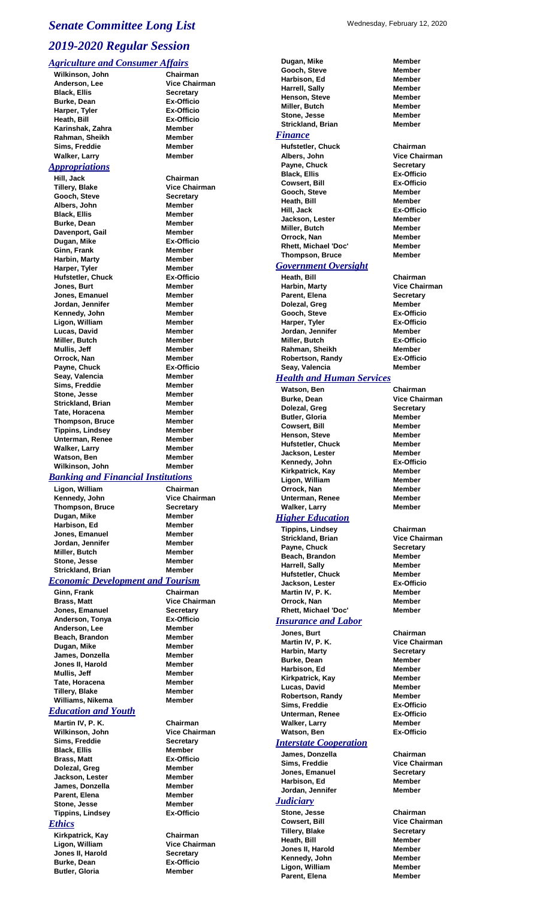# Senate Committee Long List

Wednesday, February 12, 2020

## 2019-2020 Regular Session

### Agriculture and Consumer Affairs

| | |
|---|---|
| Wilkinson, John | Chairman |
| Anderson, Lee | Vice Chairman |
| Black, Ellis | Secretary |
| Burke, Dean | Ex-Officio |
| Harper, Tyler | Ex-Officio |
| Heath, Bill | Ex-Officio |
| Karinshak, Zahra | Member |
| Rahman, Sheikh | Member |
| Sims, Freddie | Member |
| Walker, Larry | Member |

### Appropriations

| | |
|---|---|
| Hill, Jack | Chairman |
| Tillery, Blake | Vice Chairman |
| Gooch, Steve | Secretary |
| Albers, John | Member |
| Black, Ellis | Member |
| Burke, Dean | Member |
| Davenport, Gail | Member |
| Dugan, Mike | Ex-Officio |
| Ginn, Frank | Member |
| Harbin, Marty | Member |
| Harper, Tyler | Member |
| Hufstetler, Chuck | Ex-Officio |
| Jones, Burt | Member |
| Jones, Emanuel | Member |
| Jordan, Jennifer | Member |
| Kennedy, John | Member |
| Ligon, William | Member |
| Lucas, David | Member |
| Miller, Butch | Member |
| Mullis, Jeff | Member |
| Orrock, Nan | Member |
| Payne, Chuck | Ex-Officio |
| Seay, Valencia | Member |
| Sims, Freddie | Member |
| Stone, Jesse | Member |
| Strickland, Brian | Member |
| Tate, Horacena | Member |
| Thompson, Bruce | Member |
| Tippins, Lindsey | Member |
| Unterman, Renee | Member |
| Walker, Larry | Member |
| Watson, Ben | Member |
| Wilkinson, John | Member |

### Banking and Financial Institutions

| | |
|---|---|
| Ligon, William | Chairman |
| Kennedy, John | Vice Chairman |
| Thompson, Bruce | Secretary |
| Dugan, Mike | Member |
| Harbison, Ed | Member |
| Jones, Emanuel | Member |
| Jordan, Jennifer | Member |
| Miller, Butch | Member |
| Stone, Jesse | Member |
| Strickland, Brian | Member |

### Economic Development and Tourism

| | |
|---|---|
| Ginn, Frank | Chairman |
| Brass, Matt | Vice Chairman |
| Jones, Emanuel | Secretary |
| Anderson, Tonya | Ex-Officio |
| Anderson, Lee | Member |
| Beach, Brandon | Member |
| Dugan, Mike | Member |
| James, Donzella | Member |
| Jones II, Harold | Member |
| Mullis, Jeff | Member |
| Tate, Horacena | Member |
| Tillery, Blake | Member |
| Williams, Nikema | Member |

### Education and Youth

| | |
|---|---|
| Martin IV, P. K. | Chairman |
| Wilkinson, John | Vice Chairman |
| Sims, Freddie | Secretary |
| Black, Ellis | Member |
| Brass, Matt | Ex-Officio |
| Dolezal, Greg | Member |
| Jackson, Lester | Member |
| James, Donzella | Member |
| Parent, Elena | Member |
| Stone, Jesse | Member |
| Tippins, Lindsey | Ex-Officio |

### Ethics

| | |
|---|---|
| Kirkpatrick, Kay | Chairman |
| Ligon, William | Vice Chairman |
| Jones II, Harold | Secretary |
| Burke, Dean | Ex-Officio |
| Butler, Gloria | Member |
| Dugan, Mike | Member |
| Gooch, Steve | Member |
| Harbison, Ed | Member |
| Harrell, Sally | Member |
| Henson, Steve | Member |
| Miller, Butch | Member |
| Stone, Jesse | Member |
| Strickland, Brian | Member |

### Finance

| | |
|---|---|
| Hufstetler, Chuck | Chairman |
| Albers, John | Vice Chairman |
| Payne, Chuck | Secretary |
| Black, Ellis | Ex-Officio |
| Cowsert, Bill | Ex-Officio |
| Gooch, Steve | Member |
| Heath, Bill | Member |
| Hill, Jack | Ex-Officio |
| Jackson, Lester | Member |
| Miller, Butch | Member |
| Orrock, Nan | Member |
| Rhett, Michael 'Doc' | Member |
| Thompson, Bruce | Member |

### Government Oversight

| | |
|---|---|
| Heath, Bill | Chairman |
| Harbin, Marty | Vice Chairman |
| Parent, Elena | Secretary |
| Dolezal, Greg | Member |
| Gooch, Steve | Ex-Officio |
| Harper, Tyler | Ex-Officio |
| Jordan, Jennifer | Member |
| Miller, Butch | Ex-Officio |
| Rahman, Sheikh | Member |
| Robertson, Randy | Ex-Officio |
| Seay, Valencia | Member |

### Health and Human Services

| | |
|---|---|
| Watson, Ben | Chairman |
| Burke, Dean | Vice Chairman |
| Dolezal, Greg | Secretary |
| Butler, Gloria | Member |
| Cowsert, Bill | Member |
| Henson, Steve | Member |
| Hufstetler, Chuck | Member |
| Jackson, Lester | Member |
| Kennedy, John | Ex-Officio |
| Kirkpatrick, Kay | Member |
| Ligon, William | Member |
| Orrock, Nan | Member |
| Unterman, Renee | Member |
| Walker, Larry | Member |

### Higher Education

| | |
|---|---|
| Tippins, Lindsey | Chairman |
| Strickland, Brian | Vice Chairman |
| Payne, Chuck | Secretary |
| Beach, Brandon | Member |
| Harrell, Sally | Member |
| Hufstetler, Chuck | Member |
| Jackson, Lester | Ex-Officio |
| Martin IV, P. K. | Member |
| Orrock, Nan | Member |
| Rhett, Michael 'Doc' | Member |

### Insurance and Labor

| | |
|---|---|
| Jones, Burt | Chairman |
| Martin IV, P. K. | Vice Chairman |
| Harbin, Marty | Secretary |
| Burke, Dean | Member |
| Harbison, Ed | Member |
| Kirkpatrick, Kay | Member |
| Lucas, David | Member |
| Robertson, Randy | Member |
| Sims, Freddie | Ex-Officio |
| Unterman, Renee | Ex-Officio |
| Walker, Larry | Member |
| Watson, Ben | Ex-Officio |

### Interstate Cooperation

| | |
|---|---|
| James, Donzella | Chairman |
| Sims, Freddie | Vice Chairman |
| Jones, Emanuel | Secretary |
| Harbison, Ed | Member |
| Jordan, Jennifer | Member |

### Judiciary

| | |
|---|---|
| Stone, Jesse | Chairman |
| Cowsert, Bill | Vice Chairman |
| Tillery, Blake | Secretary |
| Heath, Bill | Member |
| Jones II, Harold | Member |
| Kennedy, John | Member |
| Ligon, William | Member |
| Parent, Elena | Member |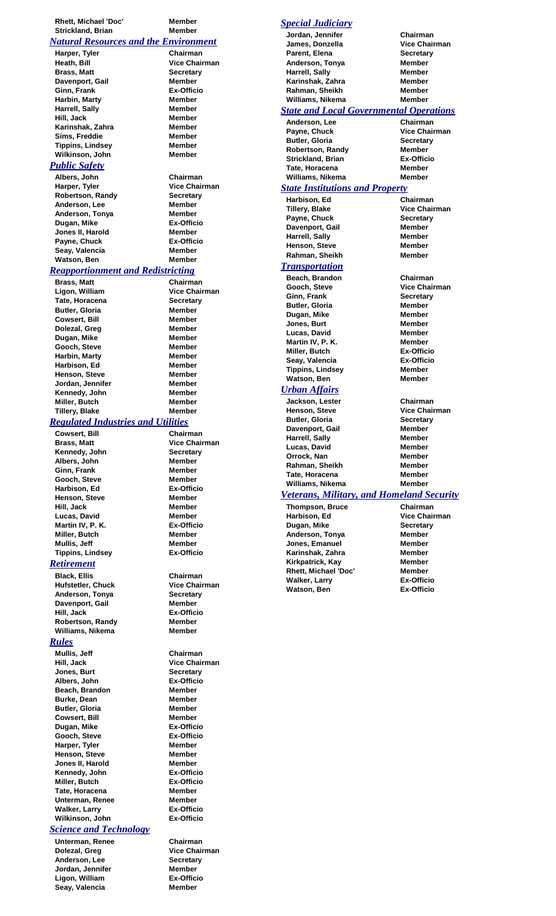| | |
|---|---|
| Rhett, Michael 'Doc' | Member |
| Strickland, Brian | Member |

## Natural Resources and the Environment

| | |
|---|---|
| Harper, Tyler | Chairman |
| Heath, Bill | Vice Chairman |
| Brass, Matt | Secretary |
| Davenport, Gail | Member |
| Ginn, Frank | Ex-Officio |
| Harbin, Marty | Member |
| Harrell, Sally | Member |
| Hill, Jack | Member |
| Karinshak, Zahra | Member |
| Sims, Freddie | Member |
| Tippins, Lindsey | Member |
| Wilkinson, John | Member |

## Public Safety

| | |
|---|---|
| Albers, John | Chairman |
| Harper, Tyler | Vice Chairman |
| Robertson, Randy | Secretary |
| Anderson, Lee | Member |
| Anderson, Tonya | Member |
| Dugan, Mike | Ex-Officio |
| Jones II, Harold | Member |
| Payne, Chuck | Ex-Officio |
| Seay, Valencia | Member |
| Watson, Ben | Member |

## Reapportionment and Redistricting

| | |
|---|---|
| Brass, Matt | Chairman |
| Ligon, William | Vice Chairman |
| Tate, Horacena | Secretary |
| Butler, Gloria | Member |
| Cowsert, Bill | Member |
| Dolezal, Greg | Member |
| Dugan, Mike | Member |
| Gooch, Steve | Member |
| Harbin, Marty | Member |
| Harbison, Ed | Member |
| Henson, Steve | Member |
| Jordan, Jennifer | Member |
| Kennedy, John | Member |
| Miller, Butch | Member |
| Tillery, Blake | Member |

## Regulated Industries and Utilities

| | |
|---|---|
| Cowsert, Bill | Chairman |
| Brass, Matt | Vice Chairman |
| Kennedy, John | Secretary |
| Albers, John | Member |
| Ginn, Frank | Member |
| Gooch, Steve | Member |
| Harbison, Ed | Ex-Officio |
| Henson, Steve | Member |
| Hill, Jack | Member |
| Lucas, David | Member |
| Martin IV, P. K. | Ex-Officio |
| Miller, Butch | Member |
| Mullis, Jeff | Member |
| Tippins, Lindsey | Ex-Officio |

## Retirement

| | |
|---|---|
| Black, Ellis | Chairman |
| Hufstetler, Chuck | Vice Chairman |
| Anderson, Tonya | Secretary |
| Davenport, Gail | Member |
| Hill, Jack | Ex-Officio |
| Robertson, Randy | Member |
| Williams, Nikema | Member |

## Rules

| | |
|---|---|
| Mullis, Jeff | Chairman |
| Hill, Jack | Vice Chairman |
| Jones, Burt | Secretary |
| Albers, John | Ex-Officio |
| Beach, Brandon | Member |
| Burke, Dean | Member |
| Butler, Gloria | Member |
| Cowsert, Bill | Member |
| Dugan, Mike | Ex-Officio |
| Gooch, Steve | Ex-Officio |
| Harper, Tyler | Member |
| Henson, Steve | Member |
| Jones II, Harold | Member |
| Kennedy, John | Ex-Officio |
| Miller, Butch | Ex-Officio |
| Tate, Horacena | Member |
| Unterman, Renee | Member |
| Walker, Larry | Ex-Officio |
| Wilkinson, John | Ex-Officio |

## Science and Technology

| | |
|---|---|
| Unterman, Renee | Chairman |
| Dolezal, Greg | Vice Chairman |
| Anderson, Lee | Secretary |
| Jordan, Jennifer | Member |
| Ligon, William | Ex-Officio |
| Seay, Valencia | Member |

## Special Judiciary

| | |
|---|---|
| Jordan, Jennifer | Chairman |
| James, Donzella | Vice Chairman |
| Parent, Elena | Secretary |
| Anderson, Tonya | Member |
| Harrell, Sally | Member |
| Karinshak, Zahra | Member |
| Rahman, Sheikh | Member |
| Williams, Nikema | Member |

## State and Local Governmental Operations

| | |
|---|---|
| Anderson, Lee | Chairman |
| Payne, Chuck | Vice Chairman |
| Butler, Gloria | Secretary |
| Robertson, Randy | Member |
| Strickland, Brian | Ex-Officio |
| Tate, Horacena | Member |
| Williams, Nikema | Member |

## State Institutions and Property

| | |
|---|---|
| Harbison, Ed | Chairman |
| Tillery, Blake | Vice Chairman |
| Payne, Chuck | Secretary |
| Davenport, Gail | Member |
| Harrell, Sally | Member |
| Henson, Steve | Member |
| Rahman, Sheikh | Member |

## Transportation

| | |
|---|---|
| Beach, Brandon | Chairman |
| Gooch, Steve | Vice Chairman |
| Ginn, Frank | Secretary |
| Butler, Gloria | Member |
| Dugan, Mike | Member |
| Jones, Burt | Member |
| Lucas, David | Member |
| Martin IV, P. K. | Member |
| Miller, Butch | Ex-Officio |
| Seay, Valencia | Ex-Officio |
| Tippins, Lindsey | Member |
| Watson, Ben | Member |

## Urban Affairs

| | |
|---|---|
| Jackson, Lester | Chairman |
| Henson, Steve | Vice Chairman |
| Butler, Gloria | Secretary |
| Davenport, Gail | Member |
| Harrell, Sally | Member |
| Lucas, David | Member |
| Orrock, Nan | Member |
| Rahman, Sheikh | Member |
| Tate, Horacena | Member |
| Williams, Nikema | Member |

## Veterans, Military, and Homeland Security

| | |
|---|---|
| Thompson, Bruce | Chairman |
| Harbison, Ed | Vice Chairman |
| Dugan, Mike | Secretary |
| Anderson, Tonya | Member |
| Jones, Emanuel | Member |
| Karinshak, Zahra | Member |
| Kirkpatrick, Kay | Member |
| Rhett, Michael 'Doc' | Member |
| Walker, Larry | Ex-Officio |
| Watson, Ben | Ex-Officio |